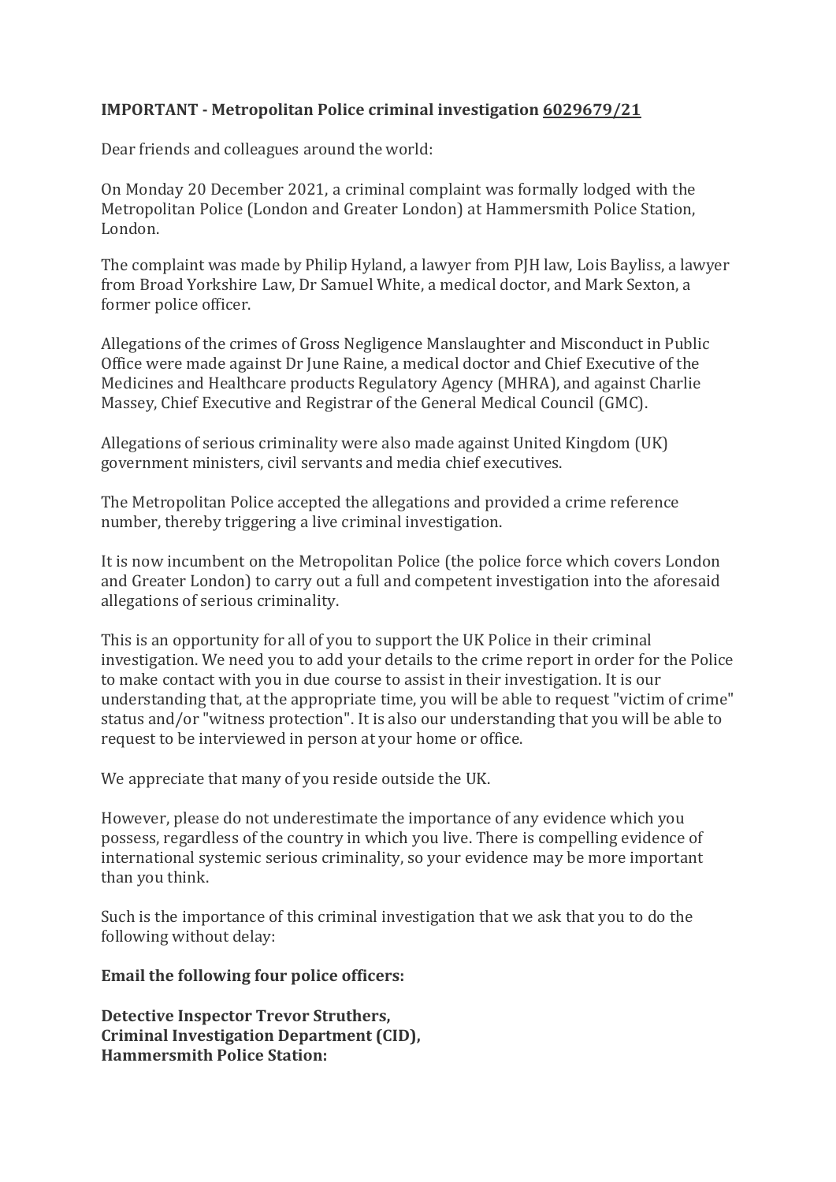**IMPORTANT - Metropolitan Police criminal investigation <u>6029679/21</u>**

Dear friends and colleagues around the world:

On Monday 20 December 2021, a criminal complaint was formally lodged with the Metropolitan Police (London and Greater London) at Hammersmith Police Station, London.

The complaint was made by Philip Hyland, a lawyer from PJH law, Lois Bayliss, a lawyer from Broad Yorkshire Law, Dr Samuel White, a medical doctor, and Mark Sexton, a former police officer.

Allegations of the crimes of Gross Negligence Manslaughter and Misconduct in Public Office were made against Dr June Raine, a medical doctor and Chief Executive of the Medicines and Healthcare products Regulatory Agency (MHRA), and against Charlie Massey, Chief Executive and Registrar of the General Medical Council (GMC).

Allegations of serious criminality were also made against United Kingdom (UK) government ministers, civil servants and media chief executives.

The Metropolitan Police accepted the allegations and provided a crime reference number, thereby triggering a live criminal investigation.

It is now incumbent on the Metropolitan Police (the police force which covers London and Greater London) to carry out a full and competent investigation into the aforesaid allegations of serious criminality.

This is an opportunity for all of you to support the UK Police in their criminal investigation. We need you to add your details to the crime report in order for the Police to make contact with you in due course to assist in their investigation. It is our understanding that, at the appropriate time, you will be able to request "victim of crime" status and/or "witness protection". It is also our understanding that you will be able to request to be interviewed in person at your home or office.

We appreciate that many of you reside outside the UK.

However, please do not underestimate the importance of any evidence which you possess, regardless of the country in which you live. There is compelling evidence of international systemic serious criminality, so your evidence may be more important than you think.

Such is the importance of this criminal investigation that we ask that you to do the following without delay:

**Email the following four police officers:**

**Detective Inspector Trevor Struthers,**
**Criminal Investigation Department (CID),**
**Hammersmith Police Station:**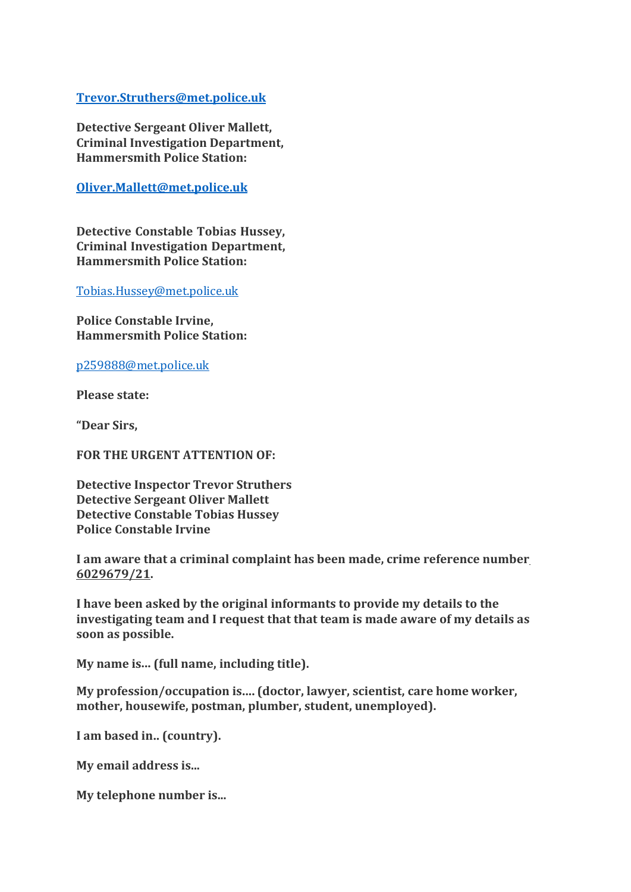**[Trevor.Struthers@met.police.uk](mailto:Trevor.Struthers@met.police.uk)**

**Detective Sergeant Oliver Mallett,**
**Criminal Investigation Department,**
**Hammersmith Police Station:**

**[Oliver.Mallett@met.police.uk](mailto:Oliver.Mallett@met.police.uk)**

**Detective Constable Tobias Hussey,**
**Criminal Investigation Department,**
**Hammersmith Police Station:**

[Tobias.Hussey@met.police.uk](mailto:Tobias.Hussey@met.police.uk)

**Police Constable Irvine,**
**Hammersmith Police Station:**

[p259888@met.police.uk](mailto:p259888@met.police.uk)

**Please state:**

**"Dear Sirs,**

**FOR THE URGENT ATTENTION OF:**

**Detective Inspector Trevor Struthers**
**Detective Sergeant Oliver Mallett**
**Detective Constable Tobias Hussey**
**Police Constable Irvine**

**I am aware that a criminal complaint has been made, crime reference number 6029679/21.**

**I have been asked by the original informants to provide my details to the investigating team and I request that that team is made aware of my details as soon as possible.**

**My name is... (full name, including title).**

**My profession/occupation is.... (doctor, lawyer, scientist, care home worker, mother, housewife, postman, plumber, student, unemployed).**

**I am based in.. (country).**

**My email address is...**

**My telephone number is...**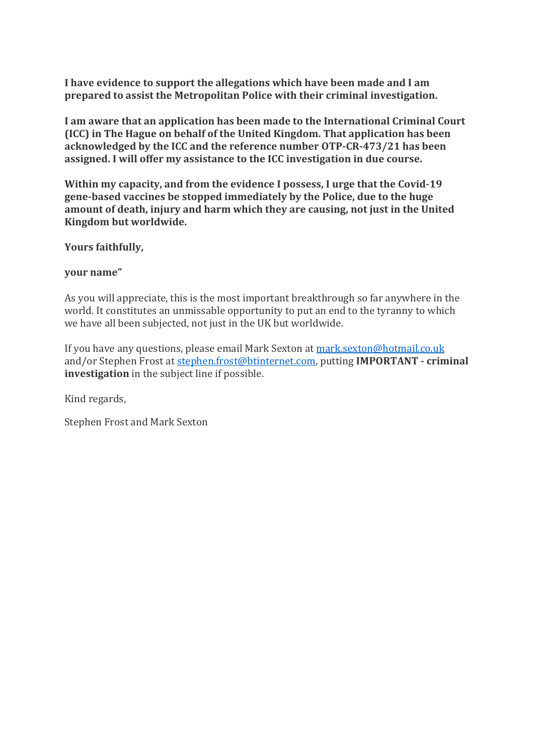**I have evidence to support the allegations which have been made and I am prepared to assist the Metropolitan Police with their criminal investigation.**

**I am aware that an application has been made to the International Criminal Court (ICC) in The Hague on behalf of the United Kingdom. That application has been acknowledged by the ICC and the reference number OTP-CR-473/21 has been assigned. I will offer my assistance to the ICC investigation in due course.**

**Within my capacity, and from the evidence I possess, I urge that the Covid-19 gene-based vaccines be stopped immediately by the Police, due to the huge amount of death, injury and harm which they are causing, not just in the United Kingdom but worldwide.**

**Yours faithfully,**

**your name"**

As you will appreciate, this is the most important breakthrough so far anywhere in the world. It constitutes an unmissable opportunity to put an end to the tyranny to which we have all been subjected, not just in the UK but worldwide.

If you have any questions, please email Mark Sexton at mark.sexton@hotmail.co.uk and/or Stephen Frost at stephen.frost@btinternet.com, putting **IMPORTANT - criminal investigation** in the subject line if possible.

Kind regards,

Stephen Frost and Mark Sexton